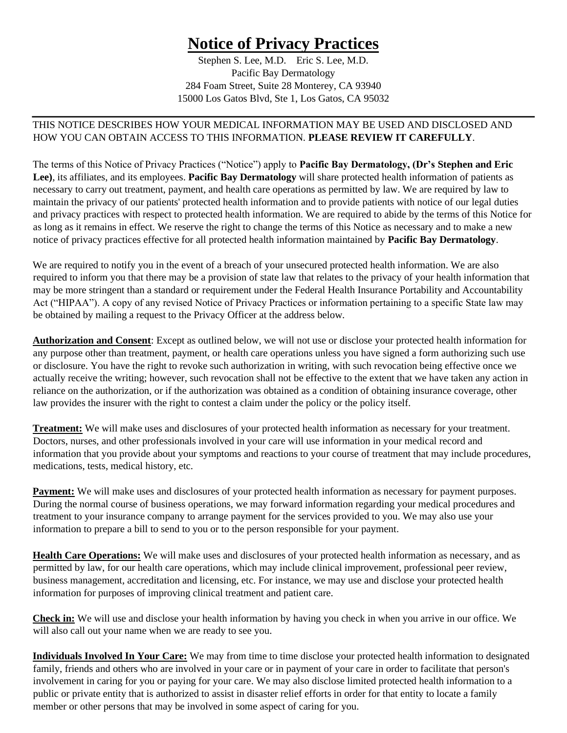# Notice of Privacy Practices

Stephen S. Lee, M.D.    Eric S. Lee, M.D.
Pacific Bay Dermatology
284 Foam Street, Suite 28 Monterey, CA 93940
15000 Los Gatos Blvd, Ste 1, Los Gatos, CA 95032

---

THIS NOTICE DESCRIBES HOW YOUR MEDICAL INFORMATION MAY BE USED AND DISCLOSED AND HOW YOU CAN OBTAIN ACCESS TO THIS INFORMATION. **PLEASE REVIEW IT CAREFULLY**.

The terms of this Notice of Privacy Practices ("Notice") apply to **Pacific Bay Dermatology, (Dr's Stephen and Eric Lee)**, its affiliates, and its employees. **Pacific Bay Dermatology** will share protected health information of patients as necessary to carry out treatment, payment, and health care operations as permitted by law. We are required by law to maintain the privacy of our patients' protected health information and to provide patients with notice of our legal duties and privacy practices with respect to protected health information. We are required to abide by the terms of this Notice for as long as it remains in effect. We reserve the right to change the terms of this Notice as necessary and to make a new notice of privacy practices effective for all protected health information maintained by **Pacific Bay Dermatology**.

We are required to notify you in the event of a breach of your unsecured protected health information. We are also required to inform you that there may be a provision of state law that relates to the privacy of your health information that may be more stringent than a standard or requirement under the Federal Health Insurance Portability and Accountability Act ("HIPAA"). A copy of any revised Notice of Privacy Practices or information pertaining to a specific State law may be obtained by mailing a request to the Privacy Officer at the address below.

**Authorization and Consent**: Except as outlined below, we will not use or disclose your protected health information for any purpose other than treatment, payment, or health care operations unless you have signed a form authorizing such use or disclosure. You have the right to revoke such authorization in writing, with such revocation being effective once we actually receive the writing; however, such revocation shall not be effective to the extent that we have taken any action in reliance on the authorization, or if the authorization was obtained as a condition of obtaining insurance coverage, other law provides the insurer with the right to contest a claim under the policy or the policy itself.

**Treatment:** We will make uses and disclosures of your protected health information as necessary for your treatment. Doctors, nurses, and other professionals involved in your care will use information in your medical record and information that you provide about your symptoms and reactions to your course of treatment that may include procedures, medications, tests, medical history, etc.

**Payment:** We will make uses and disclosures of your protected health information as necessary for payment purposes. During the normal course of business operations, we may forward information regarding your medical procedures and treatment to your insurance company to arrange payment for the services provided to you. We may also use your information to prepare a bill to send to you or to the person responsible for your payment.

**Health Care Operations:** We will make uses and disclosures of your protected health information as necessary, and as permitted by law, for our health care operations, which may include clinical improvement, professional peer review, business management, accreditation and licensing, etc. For instance, we may use and disclose your protected health information for purposes of improving clinical treatment and patient care.

**Check in:** We will use and disclose your health information by having you check in when you arrive in our office. We will also call out your name when we are ready to see you.

**Individuals Involved In Your Care:** We may from time to time disclose your protected health information to designated family, friends and others who are involved in your care or in payment of your care in order to facilitate that person's involvement in caring for you or paying for your care. We may also disclose limited protected health information to a public or private entity that is authorized to assist in disaster relief efforts in order for that entity to locate a family member or other persons that may be involved in some aspect of caring for you.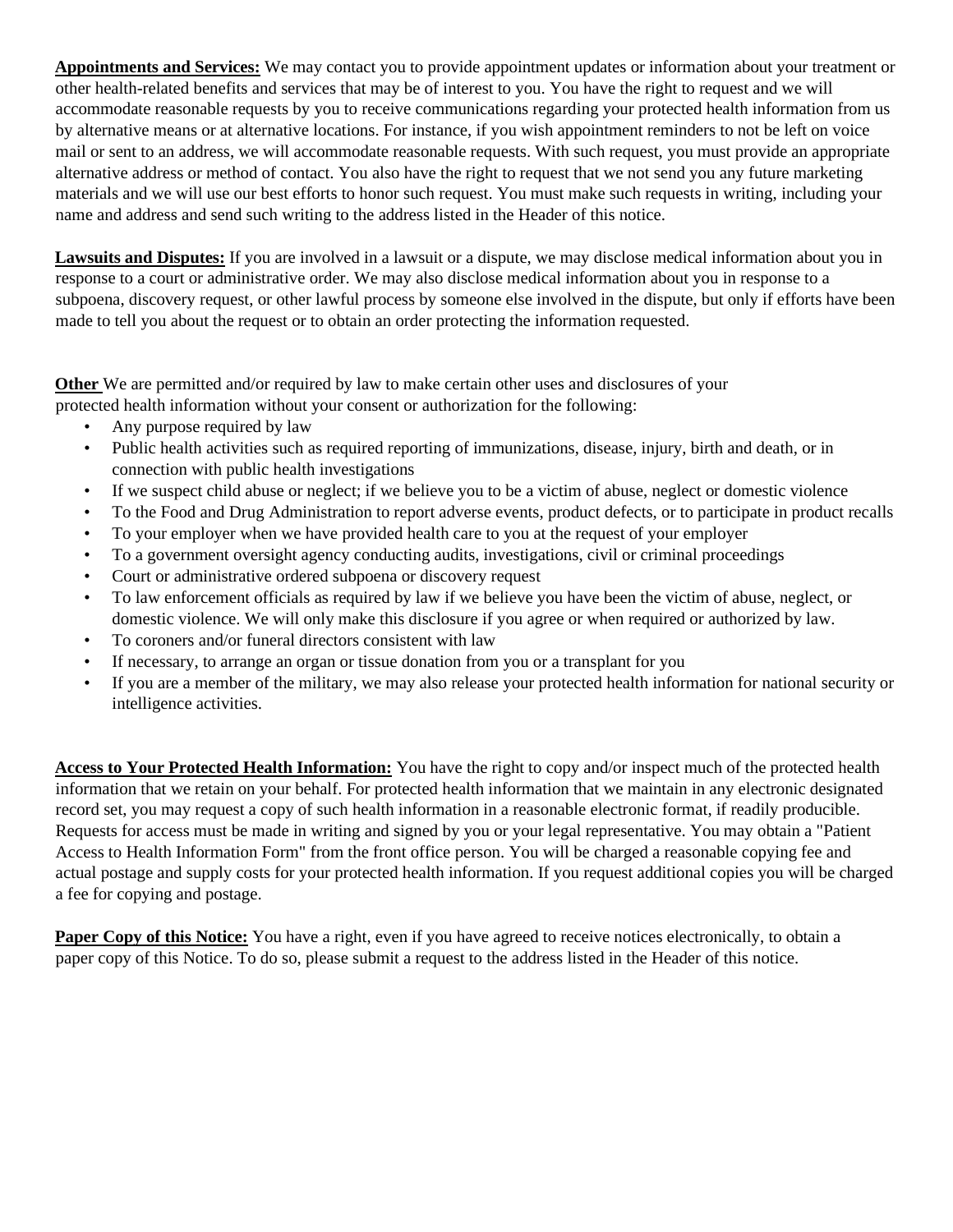**Appointments and Services:** We may contact you to provide appointment updates or information about your treatment or other health-related benefits and services that may be of interest to you. You have the right to request and we will accommodate reasonable requests by you to receive communications regarding your protected health information from us by alternative means or at alternative locations. For instance, if you wish appointment reminders to not be left on voice mail or sent to an address, we will accommodate reasonable requests. With such request, you must provide an appropriate alternative address or method of contact. You also have the right to request that we not send you any future marketing materials and we will use our best efforts to honor such request. You must make such requests in writing, including your name and address and send such writing to the address listed in the Header of this notice.

**Lawsuits and Disputes:** If you are involved in a lawsuit or a dispute, we may disclose medical information about you in response to a court or administrative order. We may also disclose medical information about you in response to a subpoena, discovery request, or other lawful process by someone else involved in the dispute, but only if efforts have been made to tell you about the request or to obtain an order protecting the information requested.

**Other** We are permitted and/or required by law to make certain other uses and disclosures of your protected health information without your consent or authorization for the following:

- Any purpose required by law
- Public health activities such as required reporting of immunizations, disease, injury, birth and death, or in connection with public health investigations
- If we suspect child abuse or neglect; if we believe you to be a victim of abuse, neglect or domestic violence
- To the Food and Drug Administration to report adverse events, product defects, or to participate in product recalls
- To your employer when we have provided health care to you at the request of your employer
- To a government oversight agency conducting audits, investigations, civil or criminal proceedings
- Court or administrative ordered subpoena or discovery request
- To law enforcement officials as required by law if we believe you have been the victim of abuse, neglect, or domestic violence. We will only make this disclosure if you agree or when required or authorized by law.
- To coroners and/or funeral directors consistent with law
- If necessary, to arrange an organ or tissue donation from you or a transplant for you
- If you are a member of the military, we may also release your protected health information for national security or intelligence activities.

**Access to Your Protected Health Information:** You have the right to copy and/or inspect much of the protected health information that we retain on your behalf. For protected health information that we maintain in any electronic designated record set, you may request a copy of such health information in a reasonable electronic format, if readily producible. Requests for access must be made in writing and signed by you or your legal representative. You may obtain a "Patient Access to Health Information Form" from the front office person. You will be charged a reasonable copying fee and actual postage and supply costs for your protected health information. If you request additional copies you will be charged a fee for copying and postage.

**Paper Copy of this Notice:** You have a right, even if you have agreed to receive notices electronically, to obtain a paper copy of this Notice. To do so, please submit a request to the address listed in the Header of this notice.